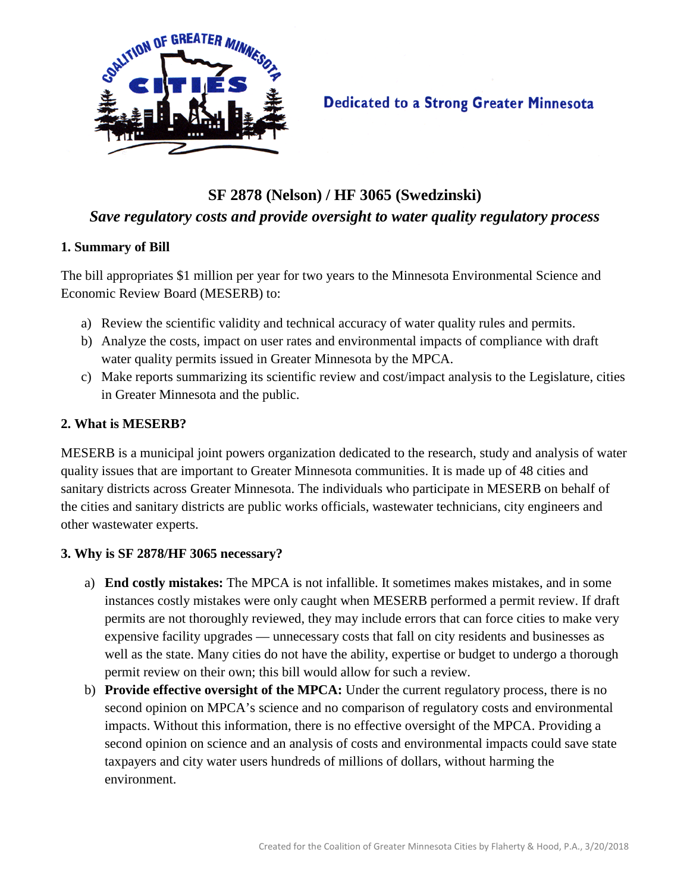Dedicated to a Strong Greater Minnesota

# SF 2878 (Nelson) / HF 3065 (Swedzinski)

*Save regulatory costs and provide oversight to water quality regulatory process*

## 1. Summary of Bill

The bill appropriates $1 million per year for two years to the Minnesota Environmental Science and Economic Review Board (MESERB) to:

a) Review the scientific validity and technical accuracy of water quality rules and permits.

b) Analyze the costs, impact on user rates and environmental impacts of compliance with draft water quality permits issued in Greater Minnesota by the MPCA.

c) Make reports summarizing its scientific review and cost/impact analysis to the Legislature, cities in Greater Minnesota and the public.

## 2. What is MESERB?

MESERB is a municipal joint powers organization dedicated to the research, study and analysis of water quality issues that are important to Greater Minnesota communities. It is made up of 48 cities and sanitary districts across Greater Minnesota. The individuals who participate in MESERB on behalf of the cities and sanitary districts are public works officials, wastewater technicians, city engineers and other wastewater experts.

## 3. Why is SF 2878/HF 3065 necessary?

a) **End costly mistakes:** The MPCA is not infallible. It sometimes makes mistakes, and in some instances costly mistakes were only caught when MESERB performed a permit review. If draft permits are not thoroughly reviewed, they may include errors that can force cities to make very expensive facility upgrades — unnecessary costs that fall on city residents and businesses as well as the state. Many cities do not have the ability, expertise or budget to undergo a thorough permit review on their own; this bill would allow for such a review.

b) **Provide effective oversight of the MPCA:** Under the current regulatory process, there is no second opinion on MPCA's science and no comparison of regulatory costs and environmental impacts. Without this information, there is no effective oversight of the MPCA. Providing a second opinion on science and an analysis of costs and environmental impacts could save state taxpayers and city water users hundreds of millions of dollars, without harming the environment.

Created for the Coalition of Greater Minnesota Cities by Flaherty & Hood, P.A., 3/20/2018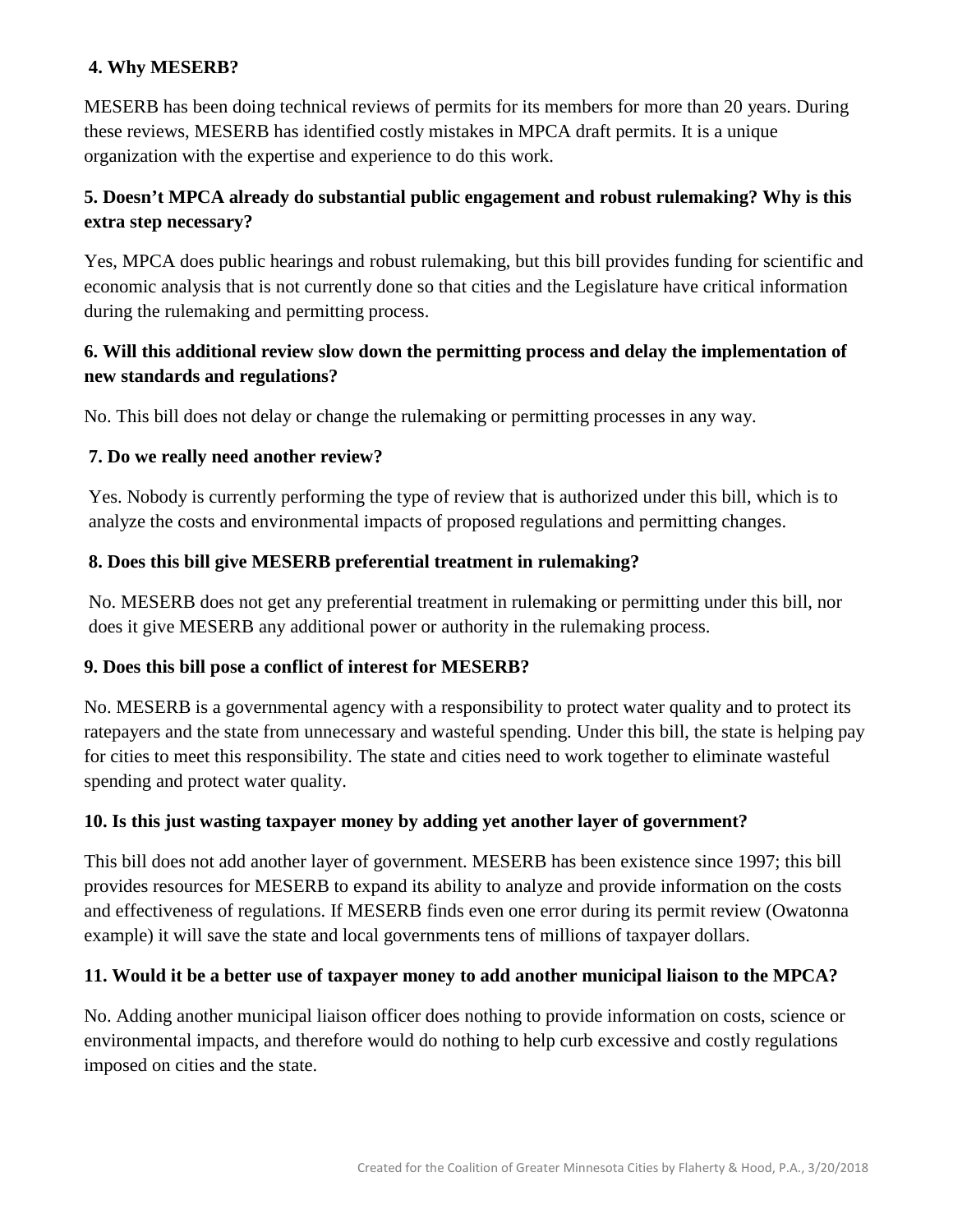**4. Why MESERB?**

MESERB has been doing technical reviews of permits for its members for more than 20 years. During these reviews, MESERB has identified costly mistakes in MPCA draft permits. It is a unique organization with the expertise and experience to do this work.

**5. Doesn't MPCA already do substantial public engagement and robust rulemaking? Why is this extra step necessary?**

Yes, MPCA does public hearings and robust rulemaking, but this bill provides funding for scientific and economic analysis that is not currently done so that cities and the Legislature have critical information during the rulemaking and permitting process.

**6. Will this additional review slow down the permitting process and delay the implementation of new standards and regulations?**

No. This bill does not delay or change the rulemaking or permitting processes in any way.

**7. Do we really need another review?**

Yes. Nobody is currently performing the type of review that is authorized under this bill, which is to analyze the costs and environmental impacts of proposed regulations and permitting changes.

**8. Does this bill give MESERB preferential treatment in rulemaking?**

No. MESERB does not get any preferential treatment in rulemaking or permitting under this bill, nor does it give MESERB any additional power or authority in the rulemaking process.

**9. Does this bill pose a conflict of interest for MESERB?**

No. MESERB is a governmental agency with a responsibility to protect water quality and to protect its ratepayers and the state from unnecessary and wasteful spending. Under this bill, the state is helping pay for cities to meet this responsibility. The state and cities need to work together to eliminate wasteful spending and protect water quality.

**10. Is this just wasting taxpayer money by adding yet another layer of government?**

This bill does not add another layer of government. MESERB has been existence since 1997; this bill provides resources for MESERB to expand its ability to analyze and provide information on the costs and effectiveness of regulations. If MESERB finds even one error during its permit review (Owatonna example) it will save the state and local governments tens of millions of taxpayer dollars.

**11. Would it be a better use of taxpayer money to add another municipal liaison to the MPCA?**

No. Adding another municipal liaison officer does nothing to provide information on costs, science or environmental impacts, and therefore would do nothing to help curb excessive and costly regulations imposed on cities and the state.

Created for the Coalition of Greater Minnesota Cities by Flaherty & Hood, P.A., 3/20/2018